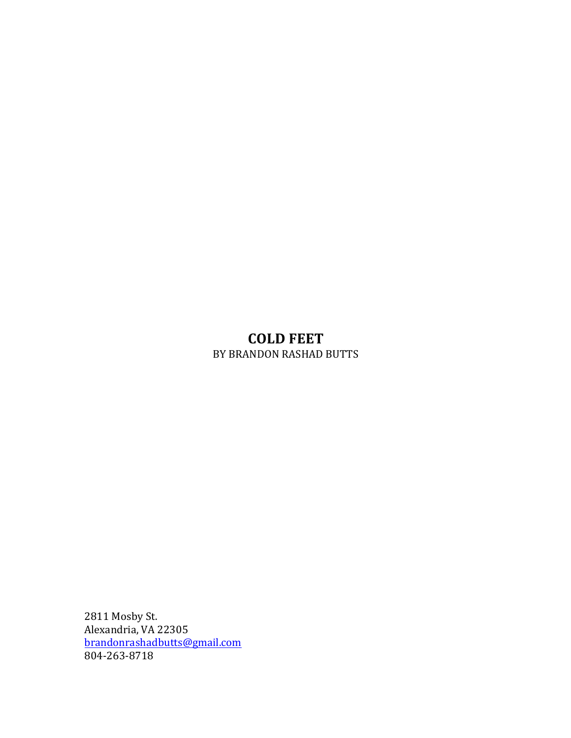# COLD FEET

BY BRANDON RASHAD BUTTS

2811 Mosby St.
Alexandria, VA 22305
brandonrashadbutts@gmail.com
804-263-8718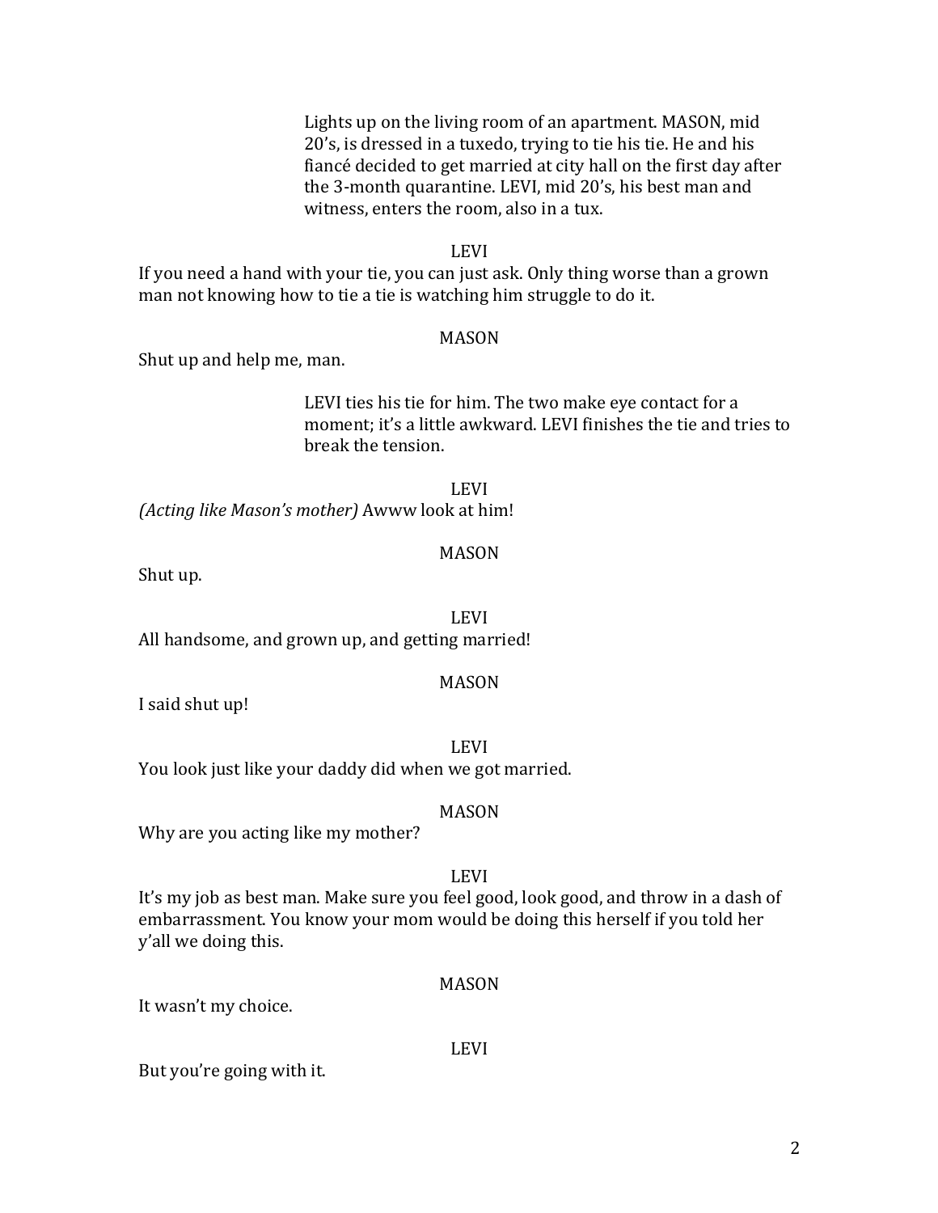Lights up on the living room of an apartment. MASON, mid 20's, is dressed in a tuxedo, trying to tie his tie. He and his fiancé decided to get married at city hall on the first day after the 3-month quarantine. LEVI, mid 20's, his best man and witness, enters the room, also in a tux.

LEVI

If you need a hand with your tie, you can just ask. Only thing worse than a grown man not knowing how to tie a tie is watching him struggle to do it.

MASON

Shut up and help me, man.

LEVI ties his tie for him. The two make eye contact for a moment; it's a little awkward. LEVI finishes the tie and tries to break the tension.

LEVI

*(Acting like Mason's mother)* Awww look at him!

MASON

Shut up.

LEVI

All handsome, and grown up, and getting married!

MASON

I said shut up!

LEVI

You look just like your daddy did when we got married.

MASON

Why are you acting like my mother?

LEVI

It's my job as best man. Make sure you feel good, look good, and throw in a dash of embarrassment. You know your mom would be doing this herself if you told her y'all we doing this.

MASON

It wasn't my choice.

LEVI

But you're going with it.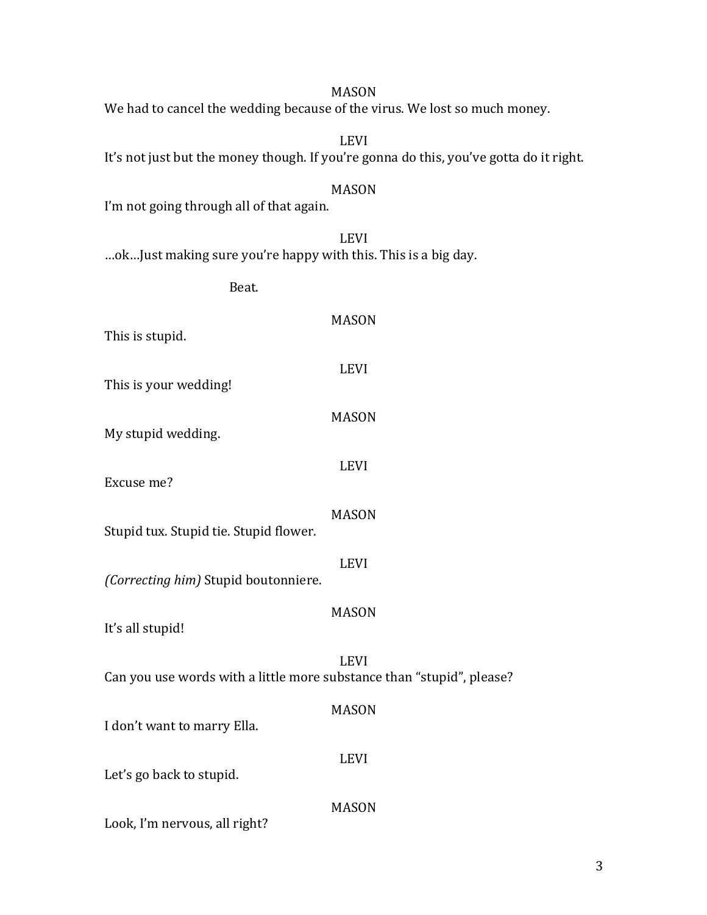MASON

We had to cancel the wedding because of the virus. We lost so much money.

LEVI

It's not just but the money though. If you're gonna do this, you've gotta do it right.

MASON

I'm not going through all of that again.

LEVI

…ok…Just making sure you're happy with this. This is a big day.

Beat.

MASON

This is stupid.

LEVI

This is your wedding!

MASON

My stupid wedding.

LEVI

Excuse me?

MASON

Stupid tux. Stupid tie. Stupid flower.

LEVI

*(Correcting him)* Stupid boutonniere.

MASON

It's all stupid!

LEVI

Can you use words with a little more substance than "stupid", please?

MASON

I don't want to marry Ella.

LEVI

Let's go back to stupid.

MASON

Look, I'm nervous, all right?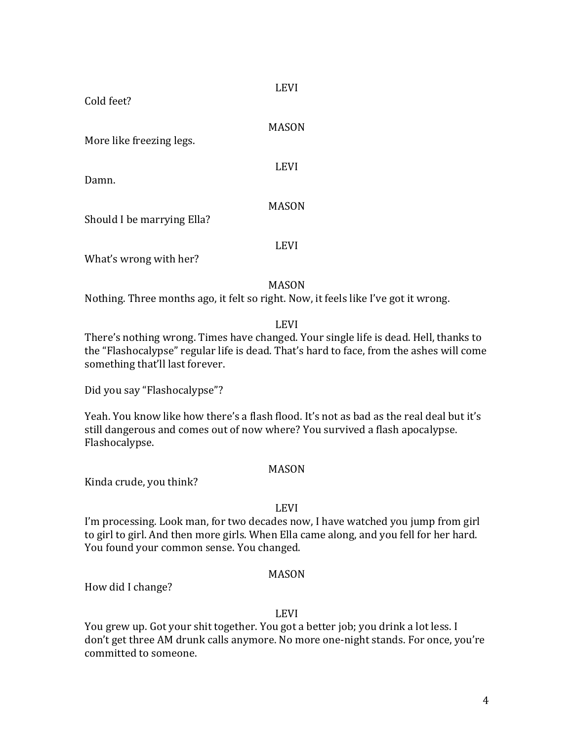LEVI

Cold feet?

MASON

More like freezing legs.

LEVI

Damn.

MASON

Should I be marrying Ella?

LEVI

What's wrong with her?

MASON

Nothing. Three months ago, it felt so right. Now, it feels like I've got it wrong.

LEVI

There's nothing wrong. Times have changed. Your single life is dead. Hell, thanks to the "Flashocalypse" regular life is dead. That's hard to face, from the ashes will come something that'll last forever.

Did you say "Flashocalypse"?

Yeah. You know like how there's a flash flood. It's not as bad as the real deal but it's still dangerous and comes out of now where? You survived a flash apocalypse. Flashocalypse.

MASON

Kinda crude, you think?

LEVI

I'm processing. Look man, for two decades now, I have watched you jump from girl to girl to girl. And then more girls. When Ella came along, and you fell for her hard. You found your common sense. You changed.

MASON

How did I change?

LEVI

You grew up. Got your shit together. You got a better job; you drink a lot less. I don't get three AM drunk calls anymore. No more one-night stands. For once, you're committed to someone.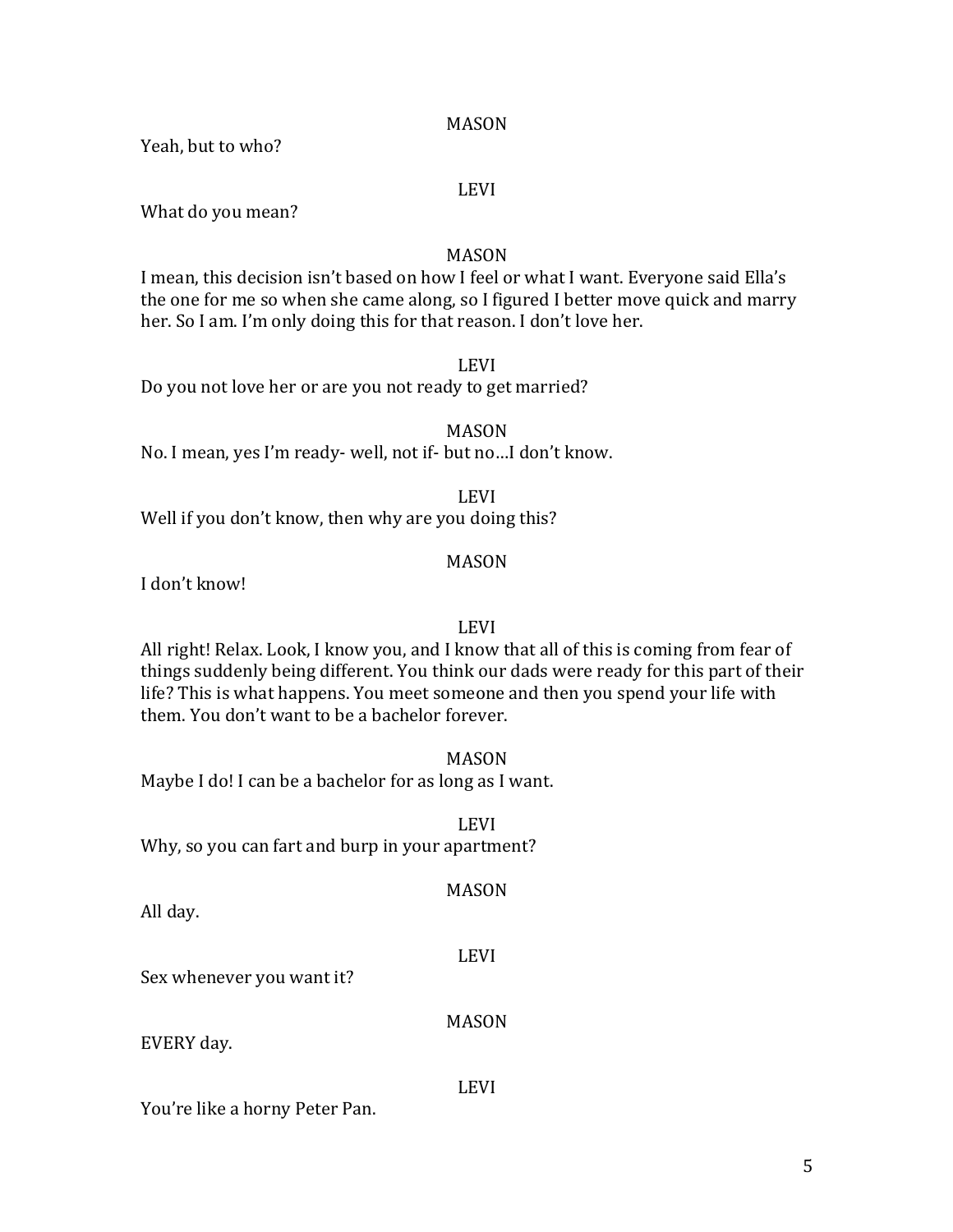MASON

Yeah, but to who?

LEVI

What do you mean?

MASON

I mean, this decision isn't based on how I feel or what I want. Everyone said Ella's the one for me so when she came along, so I figured I better move quick and marry her. So I am. I'm only doing this for that reason. I don't love her.

LEVI

Do you not love her or are you not ready to get married?

MASON

No. I mean, yes I'm ready- well, not if- but no…I don't know.

LEVI

Well if you don't know, then why are you doing this?

MASON

I don't know!

LEVI

All right! Relax. Look, I know you, and I know that all of this is coming from fear of things suddenly being different. You think our dads were ready for this part of their life? This is what happens. You meet someone and then you spend your life with them. You don't want to be a bachelor forever.

MASON

Maybe I do! I can be a bachelor for as long as I want.

LEVI

Why, so you can fart and burp in your apartment?

MASON

All day.

LEVI

Sex whenever you want it?

MASON

EVERY day.

LEVI

You're like a horny Peter Pan.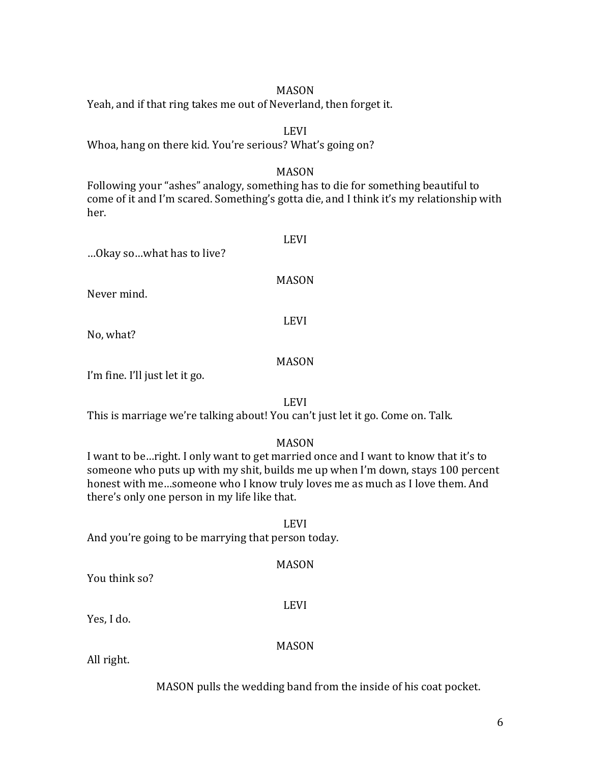MASON

Yeah, and if that ring takes me out of Neverland, then forget it.

LEVI

Whoa, hang on there kid. You're serious? What's going on?

MASON

Following your "ashes" analogy, something has to die for something beautiful to come of it and I'm scared. Something's gotta die, and I think it's my relationship with her.

LEVI

…Okay so…what has to live?

MASON

Never mind.

LEVI

No, what?

MASON

I'm fine. I'll just let it go.

LEVI

This is marriage we're talking about! You can't just let it go. Come on. Talk.

MASON

I want to be…right. I only want to get married once and I want to know that it's to someone who puts up with my shit, builds me up when I'm down, stays 100 percent honest with me…someone who I know truly loves me as much as I love them. And there's only one person in my life like that.

LEVI

And you're going to be marrying that person today.

MASON

You think so?

LEVI

Yes, I do.

MASON

All right.

MASON pulls the wedding band from the inside of his coat pocket.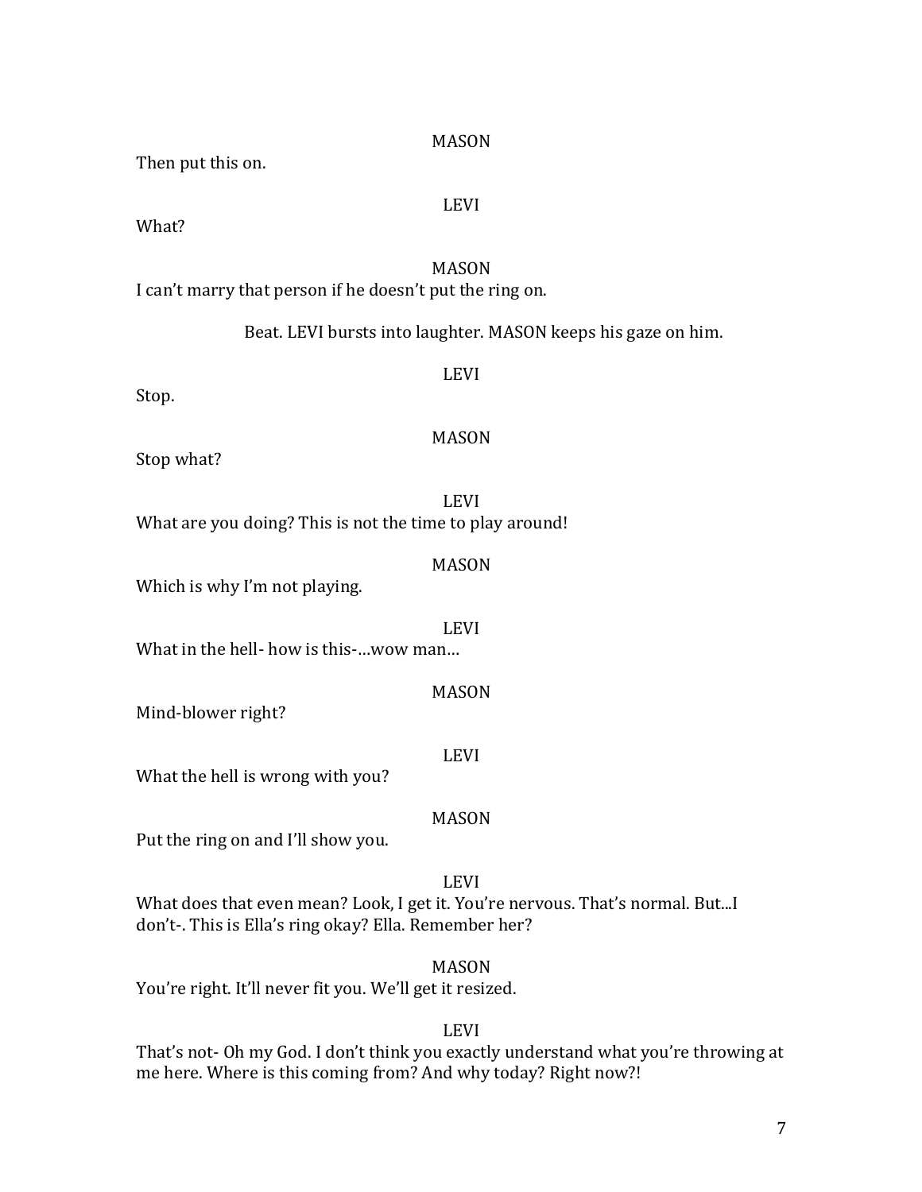MASON

Then put this on.

LEVI

What?

MASON

I can't marry that person if he doesn't put the ring on.

Beat. LEVI bursts into laughter. MASON keeps his gaze on him.

LEVI

Stop.

MASON

Stop what?

LEVI

What are you doing? This is not the time to play around!

MASON

Which is why I'm not playing.

LEVI

What in the hell- how is this-…wow man…

MASON

Mind-blower right?

LEVI

What the hell is wrong with you?

MASON

Put the ring on and I'll show you.

LEVI

What does that even mean? Look, I get it. You're nervous. That's normal. But...I don't-. This is Ella's ring okay? Ella. Remember her?

MASON

You're right. It'll never fit you. We'll get it resized.

LEVI

That's not- Oh my God. I don't think you exactly understand what you're throwing at me here. Where is this coming from? And why today? Right now?!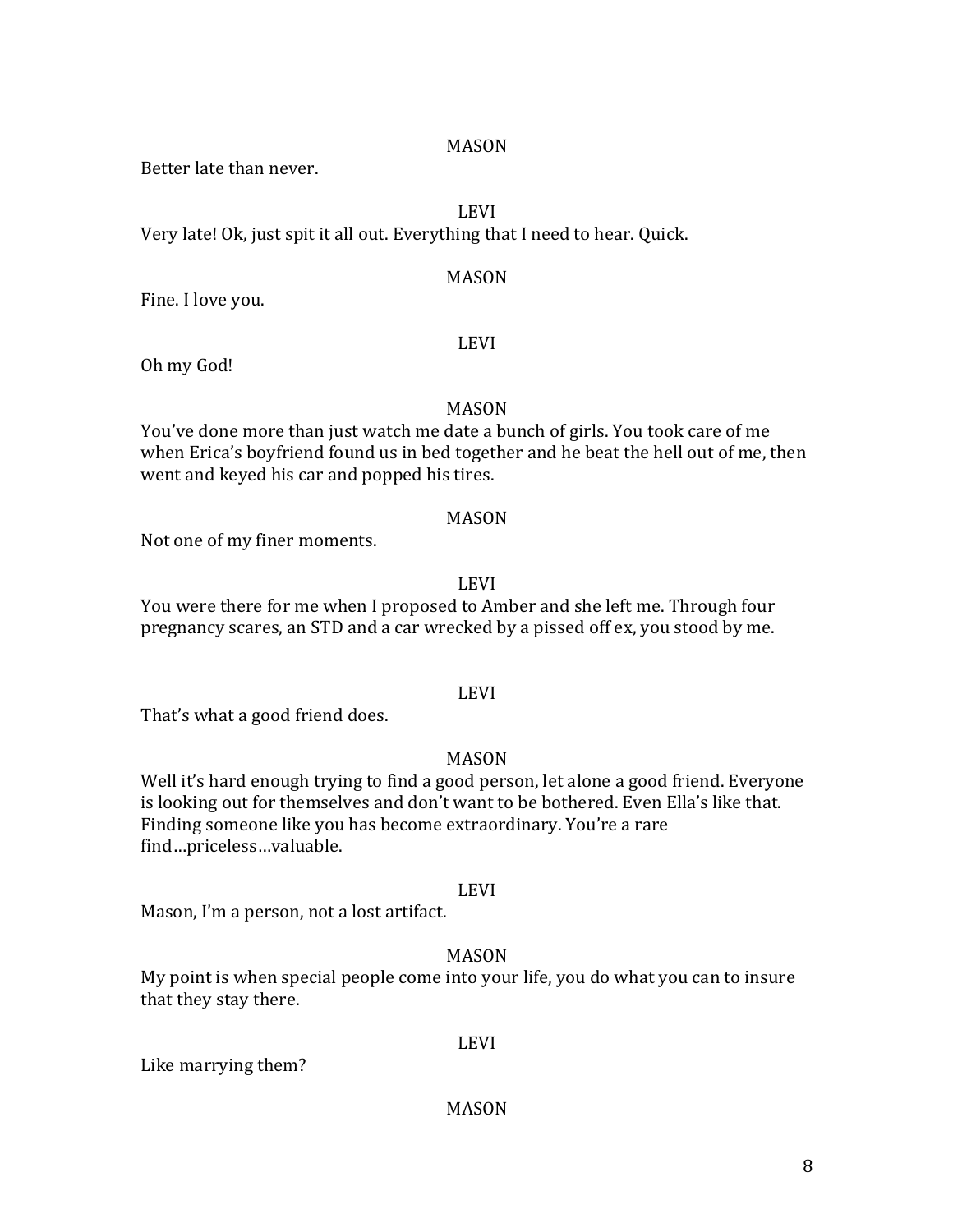MASON

Better late than never.

LEVI

Very late! Ok, just spit it all out. Everything that I need to hear. Quick.

MASON

Fine. I love you.

LEVI

Oh my God!

MASON

You've done more than just watch me date a bunch of girls. You took care of me when Erica's boyfriend found us in bed together and he beat the hell out of me, then went and keyed his car and popped his tires.

MASON

Not one of my finer moments.

LEVI

You were there for me when I proposed to Amber and she left me. Through four pregnancy scares, an STD and a car wrecked by a pissed off ex, you stood by me.

LEVI

That's what a good friend does.

MASON

Well it's hard enough trying to find a good person, let alone a good friend. Everyone is looking out for themselves and don't want to be bothered. Even Ella's like that. Finding someone like you has become extraordinary. You're a rare find…priceless…valuable.

LEVI

Mason, I'm a person, not a lost artifact.

MASON

My point is when special people come into your life, you do what you can to insure that they stay there.

LEVI

Like marrying them?

MASON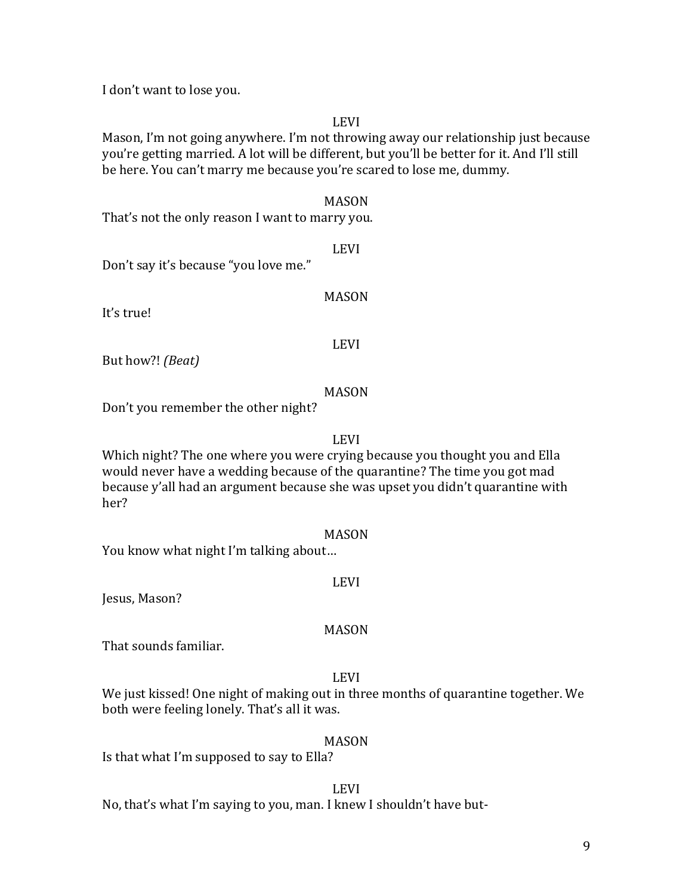I don't want to lose you.

LEVI

Mason, I'm not going anywhere. I'm not throwing away our relationship just because you're getting married. A lot will be different, but you'll be better for it. And I'll still be here. You can't marry me because you're scared to lose me, dummy.

MASON

That's not the only reason I want to marry you.

LEVI

Don't say it's because "you love me."

MASON

It's true!

LEVI

But how?! *(Beat)*

MASON

Don't you remember the other night?

LEVI

Which night? The one where you were crying because you thought you and Ella would never have a wedding because of the quarantine? The time you got mad because y'all had an argument because she was upset you didn't quarantine with her?

MASON

You know what night I'm talking about…

LEVI

Jesus, Mason?

MASON

That sounds familiar.

LEVI

We just kissed! One night of making out in three months of quarantine together. We both were feeling lonely. That's all it was.

MASON

Is that what I'm supposed to say to Ella?

LEVI

No, that's what I'm saying to you, man. I knew I shouldn't have but-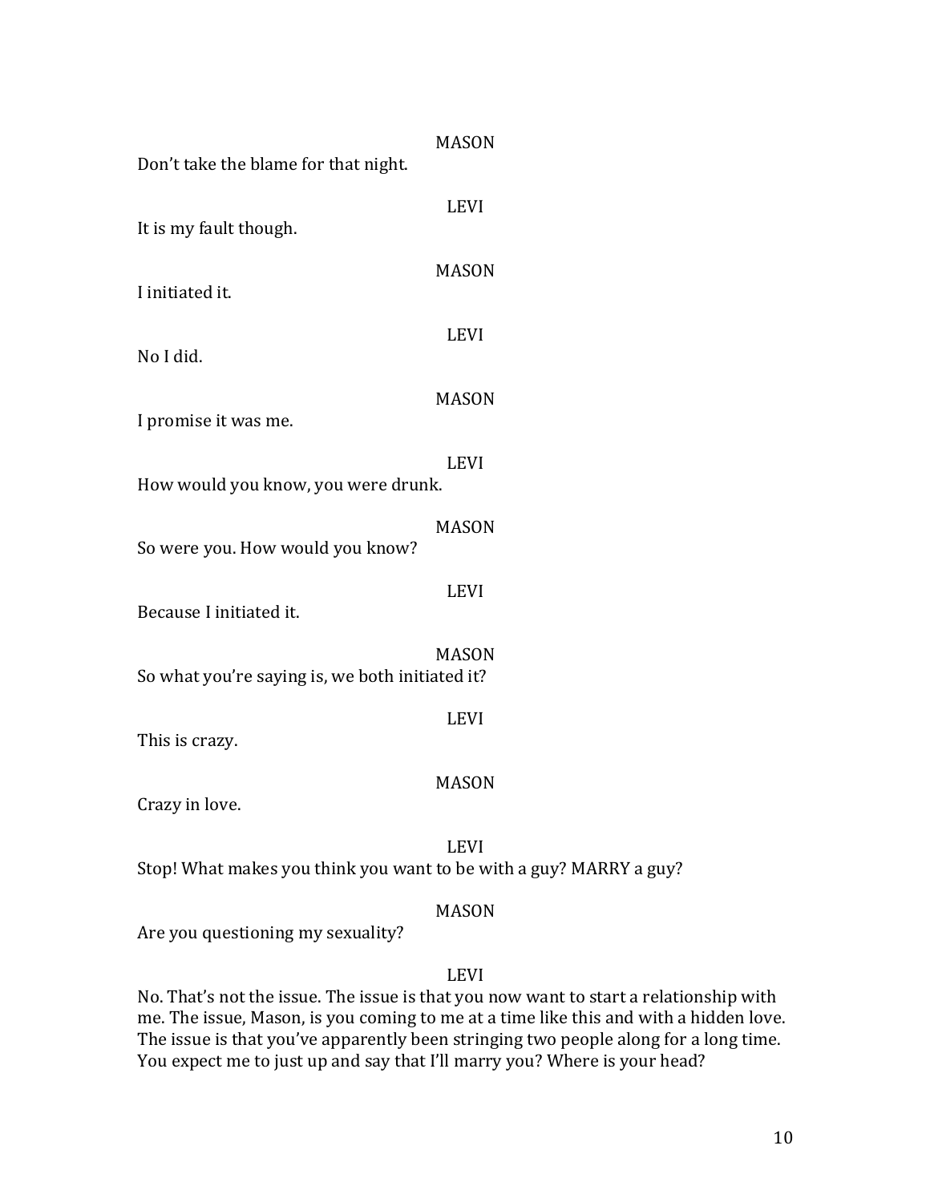MASON

Don't take the blame for that night.

LEVI

It is my fault though.

MASON

I initiated it.

LEVI

No I did.

MASON

I promise it was me.

LEVI

How would you know, you were drunk.

MASON

So were you. How would you know?

LEVI

Because I initiated it.

MASON

So what you're saying is, we both initiated it?

LEVI

This is crazy.

MASON

Crazy in love.

LEVI

Stop! What makes you think you want to be with a guy? MARRY a guy?

MASON

Are you questioning my sexuality?

LEVI

No. That's not the issue. The issue is that you now want to start a relationship with me. The issue, Mason, is you coming to me at a time like this and with a hidden love. The issue is that you've apparently been stringing two people along for a long time. You expect me to just up and say that I'll marry you? Where is your head?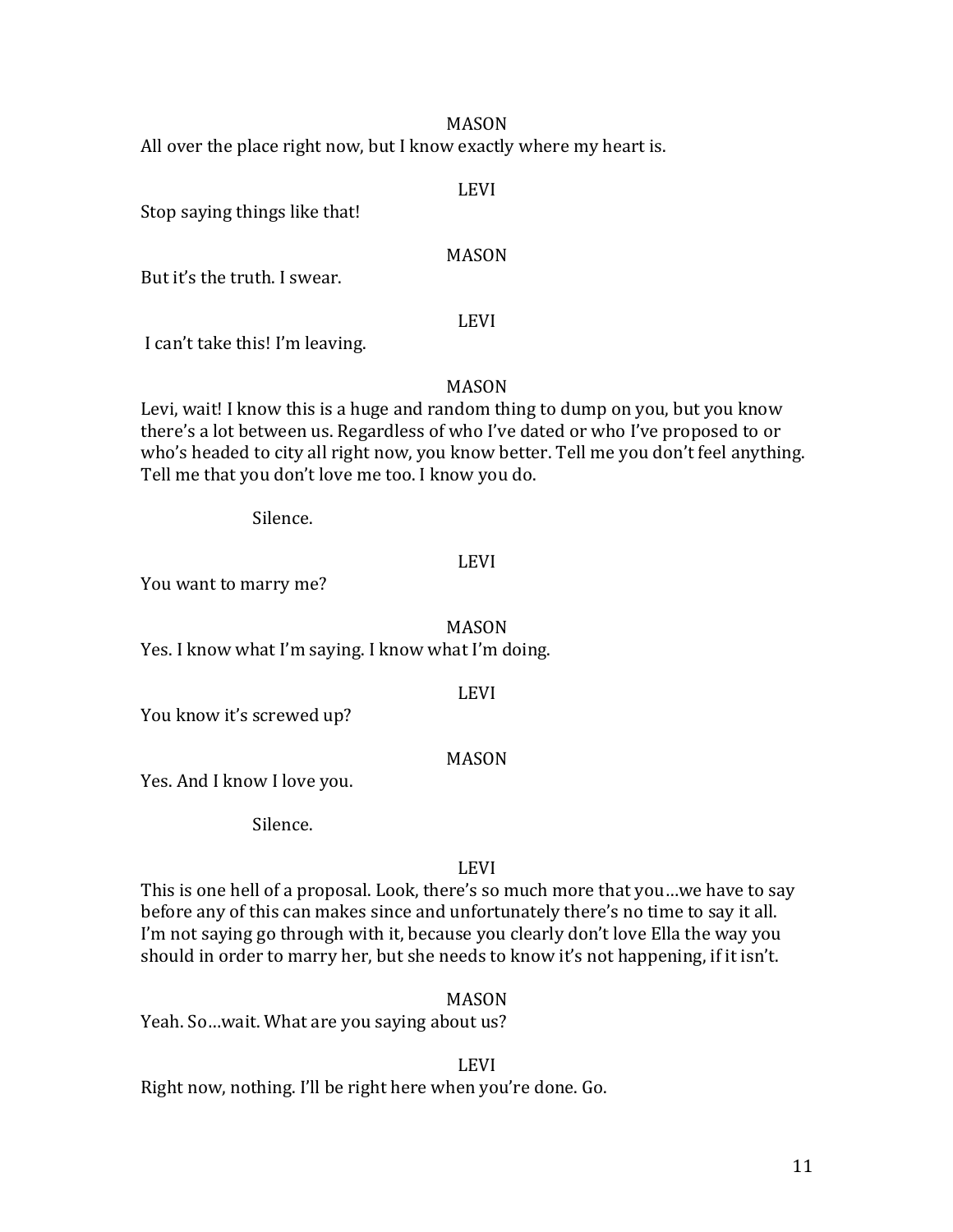MASON

All over the place right now, but I know exactly where my heart is.

LEVI

Stop saying things like that!

MASON

But it's the truth. I swear.

LEVI

I can't take this! I'm leaving.

MASON

Levi, wait! I know this is a huge and random thing to dump on you, but you know there's a lot between us. Regardless of who I've dated or who I've proposed to or who's headed to city all right now, you know better. Tell me you don't feel anything. Tell me that you don't love me too. I know you do.

Silence.

LEVI

You want to marry me?

MASON

Yes. I know what I'm saying. I know what I'm doing.

LEVI

You know it's screwed up?

MASON

Yes. And I know I love you.

Silence.

LEVI

This is one hell of a proposal. Look, there's so much more that you…we have to say before any of this can makes since and unfortunately there's no time to say it all. I'm not saying go through with it, because you clearly don't love Ella the way you should in order to marry her, but she needs to know it's not happening, if it isn't.

MASON

Yeah. So…wait. What are you saying about us?

LEVI

Right now, nothing. I'll be right here when you're done. Go.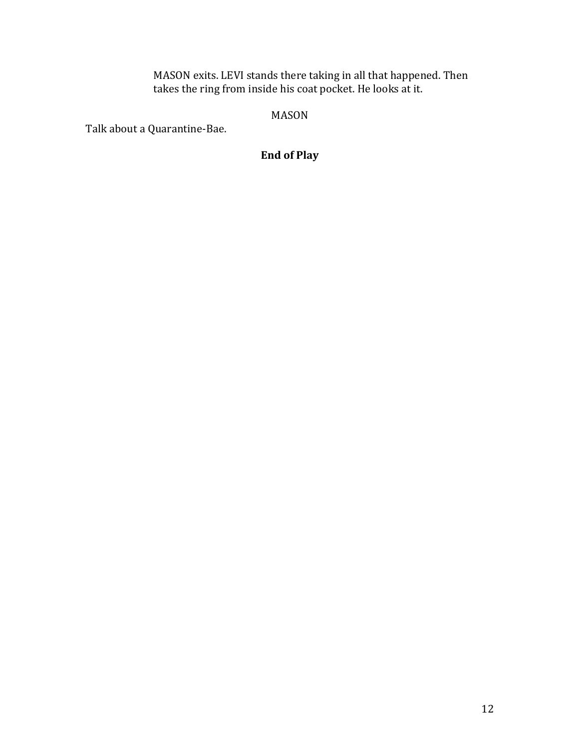MASON exits. LEVI stands there taking in all that happened. Then takes the ring from inside his coat pocket. He looks at it.

MASON

Talk about a Quarantine-Bae.

**End of Play**